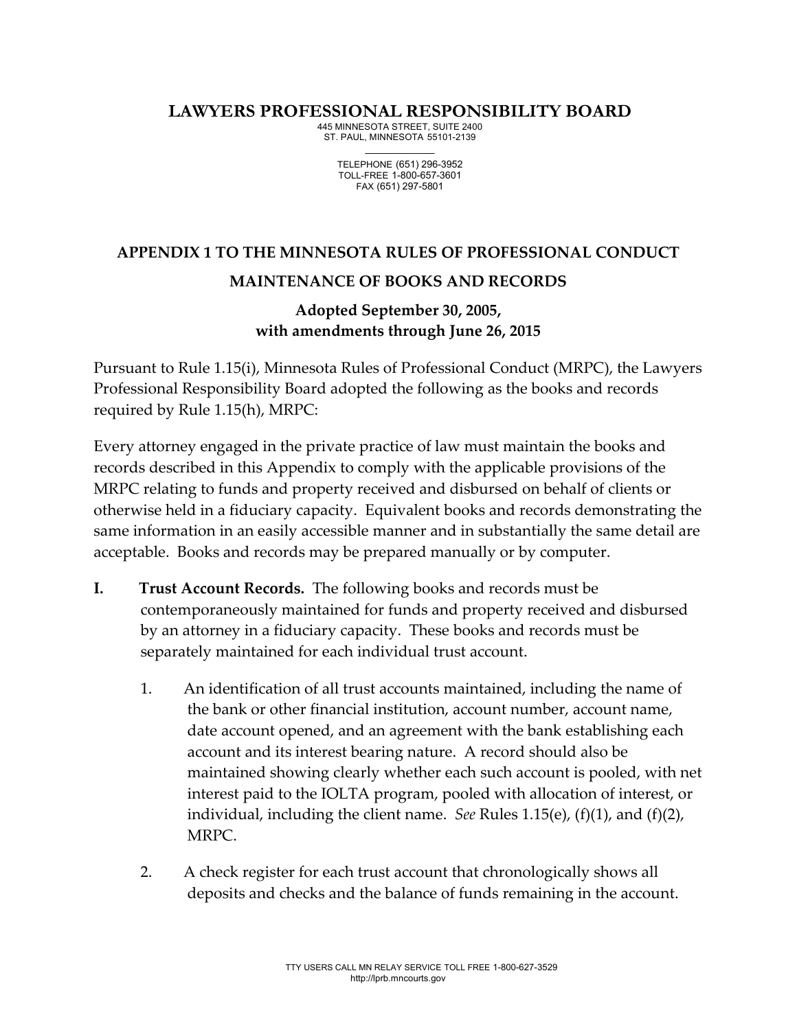# LAWYERS PROFESSIONAL RESPONSIBILITY BOARD

445 MINNESOTA STREET, SUITE 2400
ST. PAUL, MINNESOTA 55101-2139

TELEPHONE (651) 296-3952
TOLL-FREE 1-800-657-3601
FAX (651) 297-5801

## APPENDIX 1 TO THE MINNESOTA RULES OF PROFESSIONAL CONDUCT

## MAINTENANCE OF BOOKS AND RECORDS

### Adopted September 30, 2005, with amendments through June 26, 2015

Pursuant to Rule 1.15(i), Minnesota Rules of Professional Conduct (MRPC), the Lawyers Professional Responsibility Board adopted the following as the books and records required by Rule 1.15(h), MRPC:

Every attorney engaged in the private practice of law must maintain the books and records described in this Appendix to comply with the applicable provisions of the MRPC relating to funds and property received and disbursed on behalf of clients or otherwise held in a fiduciary capacity. Equivalent books and records demonstrating the same information in an easily accessible manner and in substantially the same detail are acceptable. Books and records may be prepared manually or by computer.

**I. Trust Account Records.** The following books and records must be contemporaneously maintained for funds and property received and disbursed by an attorney in a fiduciary capacity. These books and records must be separately maintained for each individual trust account.

1. An identification of all trust accounts maintained, including the name of the bank or other financial institution, account number, account name, date account opened, and an agreement with the bank establishing each account and its interest bearing nature. A record should also be maintained showing clearly whether each such account is pooled, with net interest paid to the IOLTA program, pooled with allocation of interest, or individual, including the client name. *See* Rules 1.15(e), (f)(1), and (f)(2), MRPC.

2. A check register for each trust account that chronologically shows all deposits and checks and the balance of funds remaining in the account.

TTY USERS CALL MN RELAY SERVICE TOLL FREE 1-800-627-3529
http://lprb.mncourts.gov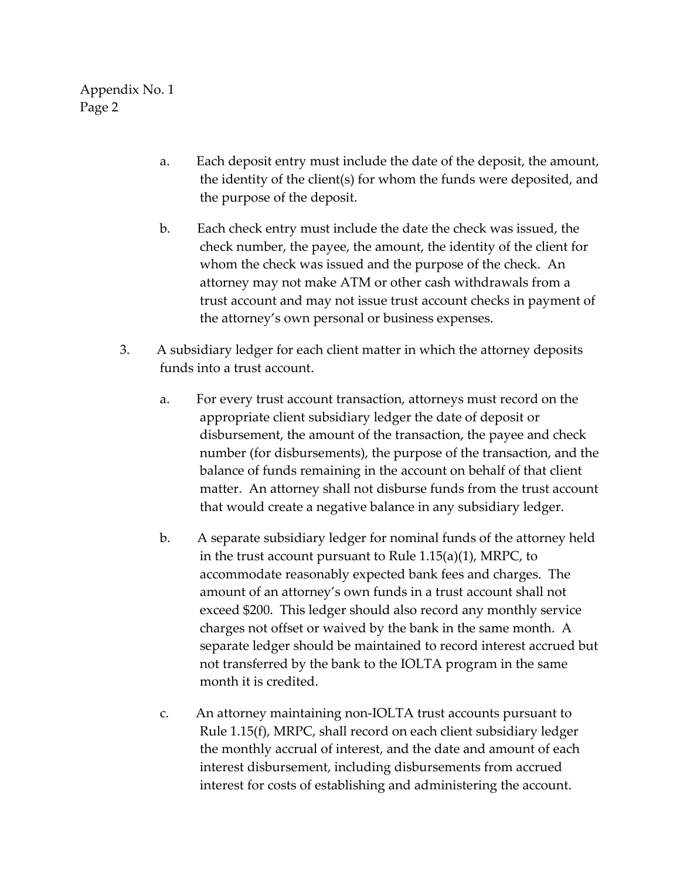a. Each deposit entry must include the date of the deposit, the amount, the identity of the client(s) for whom the funds were deposited, and the purpose of the deposit.

b. Each check entry must include the date the check was issued, the check number, the payee, the amount, the identity of the client for whom the check was issued and the purpose of the check. An attorney may not make ATM or other cash withdrawals from a trust account and may not issue trust account checks in payment of the attorney's own personal or business expenses.

3. A subsidiary ledger for each client matter in which the attorney deposits funds into a trust account.

   a. For every trust account transaction, attorneys must record on the appropriate client subsidiary ledger the date of deposit or disbursement, the amount of the transaction, the payee and check number (for disbursements), the purpose of the transaction, and the balance of funds remaining in the account on behalf of that client matter. An attorney shall not disburse funds from the trust account that would create a negative balance in any subsidiary ledger.

   b. A separate subsidiary ledger for nominal funds of the attorney held in the trust account pursuant to Rule 1.15(a)(1), MRPC, to accommodate reasonably expected bank fees and charges. The amount of an attorney's own funds in a trust account shall not exceed $200. This ledger should also record any monthly service charges not offset or waived by the bank in the same month. A separate ledger should be maintained to record interest accrued but not transferred by the bank to the IOLTA program in the same month it is credited.

   c. An attorney maintaining non-IOLTA trust accounts pursuant to Rule 1.15(f), MRPC, shall record on each client subsidiary ledger the monthly accrual of interest, and the date and amount of each interest disbursement, including disbursements from accrued interest for costs of establishing and administering the account.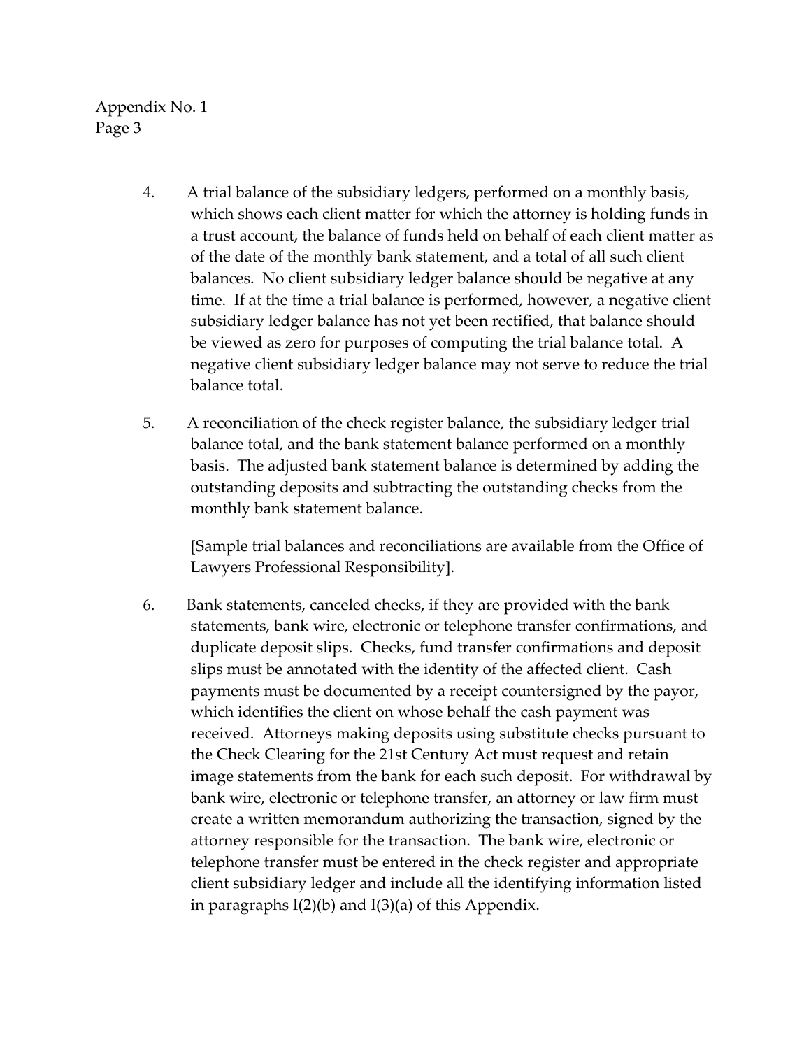4. A trial balance of the subsidiary ledgers, performed on a monthly basis, which shows each client matter for which the attorney is holding funds in a trust account, the balance of funds held on behalf of each client matter as of the date of the monthly bank statement, and a total of all such client balances. No client subsidiary ledger balance should be negative at any time. If at the time a trial balance is performed, however, a negative client subsidiary ledger balance has not yet been rectified, that balance should be viewed as zero for purposes of computing the trial balance total. A negative client subsidiary ledger balance may not serve to reduce the trial balance total.

5. A reconciliation of the check register balance, the subsidiary ledger trial balance total, and the bank statement balance performed on a monthly basis. The adjusted bank statement balance is determined by adding the outstanding deposits and subtracting the outstanding checks from the monthly bank statement balance.

   [Sample trial balances and reconciliations are available from the Office of Lawyers Professional Responsibility].

6. Bank statements, canceled checks, if they are provided with the bank statements, bank wire, electronic or telephone transfer confirmations, and duplicate deposit slips. Checks, fund transfer confirmations and deposit slips must be annotated with the identity of the affected client. Cash payments must be documented by a receipt countersigned by the payor, which identifies the client on whose behalf the cash payment was received. Attorneys making deposits using substitute checks pursuant to the Check Clearing for the 21st Century Act must request and retain image statements from the bank for each such deposit. For withdrawal by bank wire, electronic or telephone transfer, an attorney or law firm must create a written memorandum authorizing the transaction, signed by the attorney responsible for the transaction. The bank wire, electronic or telephone transfer must be entered in the check register and appropriate client subsidiary ledger and include all the identifying information listed in paragraphs I(2)(b) and I(3)(a) of this Appendix.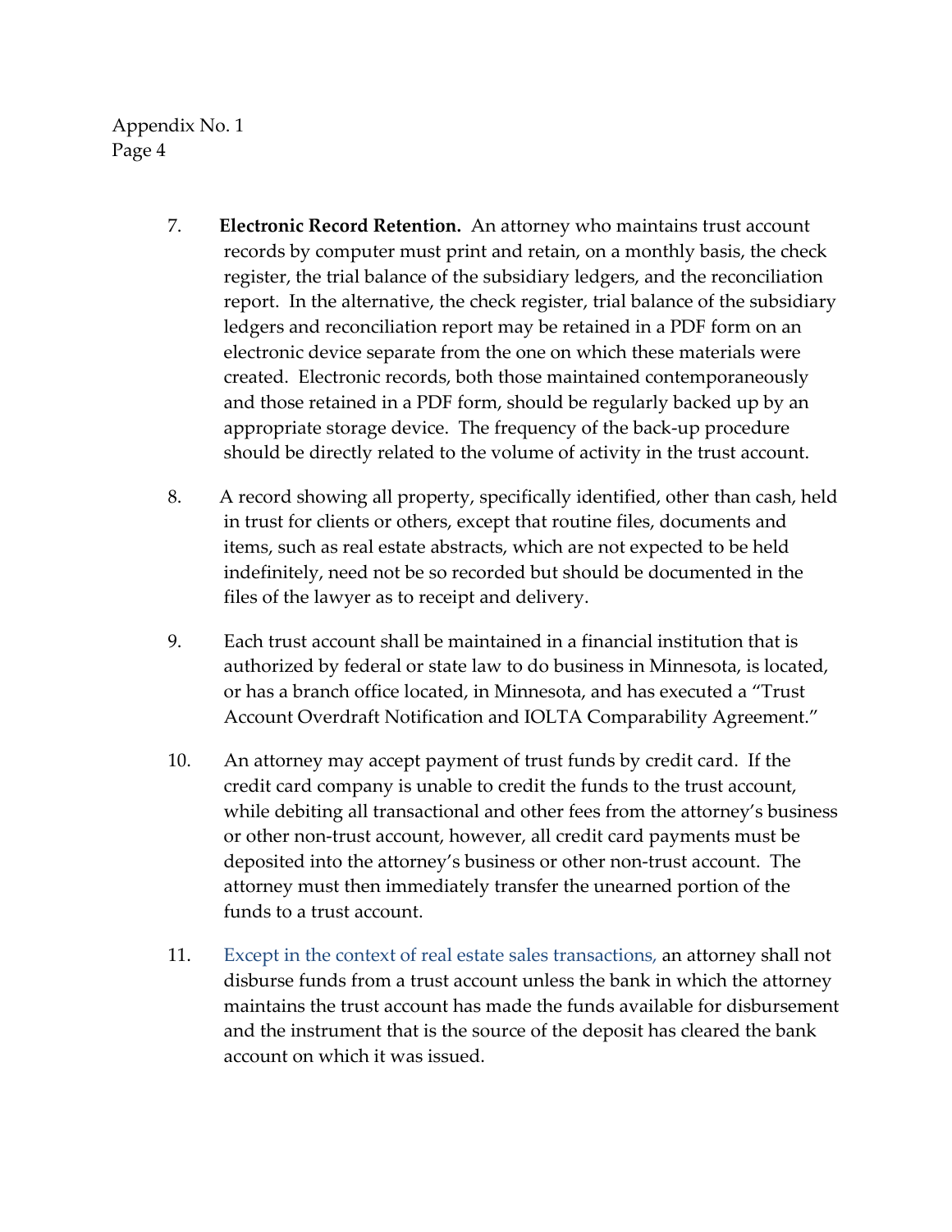Appendix No. 1
Page 4

7. **Electronic Record Retention.** An attorney who maintains trust account records by computer must print and retain, on a monthly basis, the check register, the trial balance of the subsidiary ledgers, and the reconciliation report. In the alternative, the check register, trial balance of the subsidiary ledgers and reconciliation report may be retained in a PDF form on an electronic device separate from the one on which these materials were created. Electronic records, both those maintained contemporaneously and those retained in a PDF form, should be regularly backed up by an appropriate storage device. The frequency of the back-up procedure should be directly related to the volume of activity in the trust account.

8. A record showing all property, specifically identified, other than cash, held in trust for clients or others, except that routine files, documents and items, such as real estate abstracts, which are not expected to be held indefinitely, need not be so recorded but should be documented in the files of the lawyer as to receipt and delivery.

9. Each trust account shall be maintained in a financial institution that is authorized by federal or state law to do business in Minnesota, is located, or has a branch office located, in Minnesota, and has executed a "Trust Account Overdraft Notification and IOLTA Comparability Agreement."

10. An attorney may accept payment of trust funds by credit card. If the credit card company is unable to credit the funds to the trust account, while debiting all transactional and other fees from the attorney's business or other non-trust account, however, all credit card payments must be deposited into the attorney's business or other non-trust account. The attorney must then immediately transfer the unearned portion of the funds to a trust account.

11. Except in the context of real estate sales transactions, an attorney shall not disburse funds from a trust account unless the bank in which the attorney maintains the trust account has made the funds available for disbursement and the instrument that is the source of the deposit has cleared the bank account on which it was issued.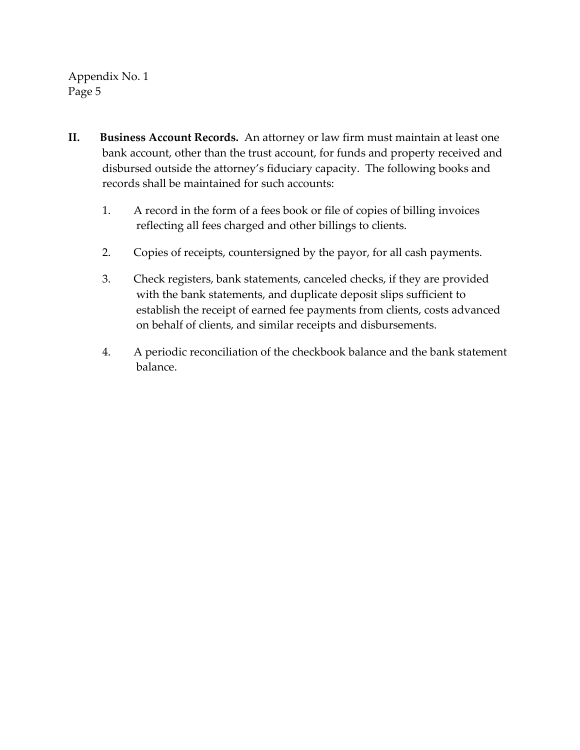**II. Business Account Records.** An attorney or law firm must maintain at least one bank account, other than the trust account, for funds and property received and disbursed outside the attorney's fiduciary capacity. The following books and records shall be maintained for such accounts:

1. A record in the form of a fees book or file of copies of billing invoices reflecting all fees charged and other billings to clients.

2. Copies of receipts, countersigned by the payor, for all cash payments.

3. Check registers, bank statements, canceled checks, if they are provided with the bank statements, and duplicate deposit slips sufficient to establish the receipt of earned fee payments from clients, costs advanced on behalf of clients, and similar receipts and disbursements.

4. A periodic reconciliation of the checkbook balance and the bank statement balance.